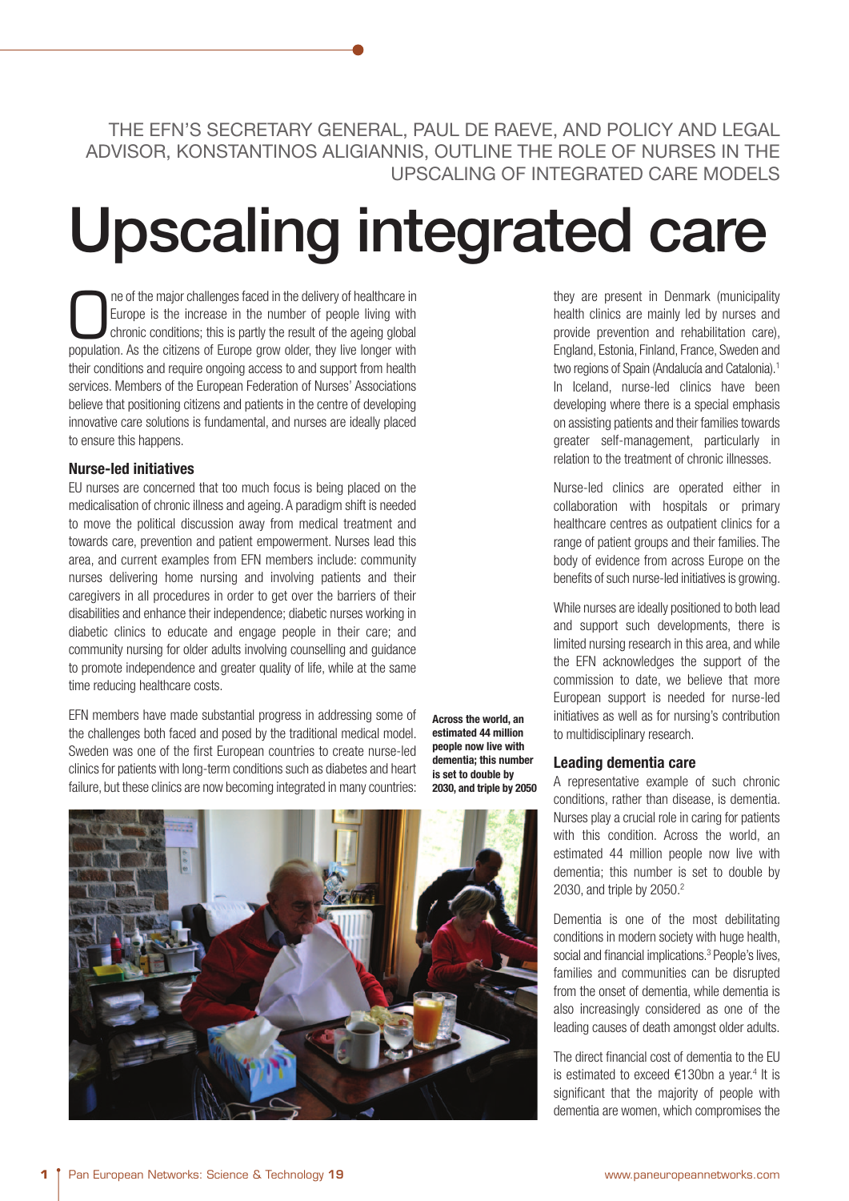THE EFN'S SECRETARY GENERAL, PAUL DE RAEVE, AND POLICY AND LEGAL ADVISOR, KONSTANTINOS ALIGIANNIS, OUTLINE THE ROLE OF NURSES IN THE UPSCALING OF INTEGRATED CARE MODELS

# Upscaling integrated care

One of the major challenges faced in the delivery of healthcare in Europe is the increase in the number of people living with chronic conditions; this is partly the result of the ageing global population. As the citizens of Europe grow older, they live longer with their conditions and require ongoing access to and support from health services. Members of the European Federation of Nurses' Associations believe that positioning citizens and patients in the centre of developing innovative care solutions is fundamental, and nurses are ideally placed to ensure this happens.

## Nurse-led initiatives

EU nurses are concerned that too much focus is being placed on the medicalisation of chronic illness and ageing. A paradigm shift is needed to move the political discussion away from medical treatment and towards care, prevention and patient empowerment. Nurses lead this area, and current examples from EFN members include: community nurses delivering home nursing and involving patients and their caregivers in all procedures in order to get over the barriers of their disabilities and enhance their independence; diabetic nurses working in diabetic clinics to educate and engage people in their care; and community nursing for older adults involving counselling and guidance to promote independence and greater quality of life, while at the same time reducing healthcare costs.

EFN members have made substantial progress in addressing some of the challenges both faced and posed by the traditional medical model. Sweden was one of the first European countries to create nurse-led clinics for patients with long-term conditions such as diabetes and heart failure, but these clinics are now becoming integrated in many countries: they are present in Denmark (municipality health clinics are mainly led by nurses and provide prevention and rehabilitation care), England, Estonia, Finland, France, Sweden and two regions of Spain (Andalucía and Catalonia).[1] In Iceland, nurse-led clinics have been developing where there is a special emphasis on assisting patients and their families towards greater self-management, particularly in relation to the treatment of chronic illnesses.

Nurse-led clinics are operated either in collaboration with hospitals or primary healthcare centres as outpatient clinics for a range of patient groups and their families. The body of evidence from across Europe on the benefits of such nurse-led initiatives is growing.

While nurses are ideally positioned to both lead and support such developments, there is limited nursing research in this area, and while the EFN acknowledges the support of the commission to date, we believe that more European support is needed for nurse-led initiatives as well as for nursing's contribution to multidisciplinary research.

**Across the world, an estimated 44 million people now live with dementia; this number is set to double by 2030, and triple by 2050**

## Leading dementia care

A representative example of such chronic conditions, rather than disease, is dementia. Nurses play a crucial role in caring for patients with this condition. Across the world, an estimated 44 million people now live with dementia; this number is set to double by 2030, and triple by 2050.[2]

Dementia is one of the most debilitating conditions in modern society with huge health, social and financial implications.[3] People's lives, families and communities can be disrupted from the onset of dementia, while dementia is also increasingly considered as one of the leading causes of death amongst older adults.

The direct financial cost of dementia to the EU is estimated to exceed €130bn a year.[4] It is significant that the majority of people with dementia are women, which compromises the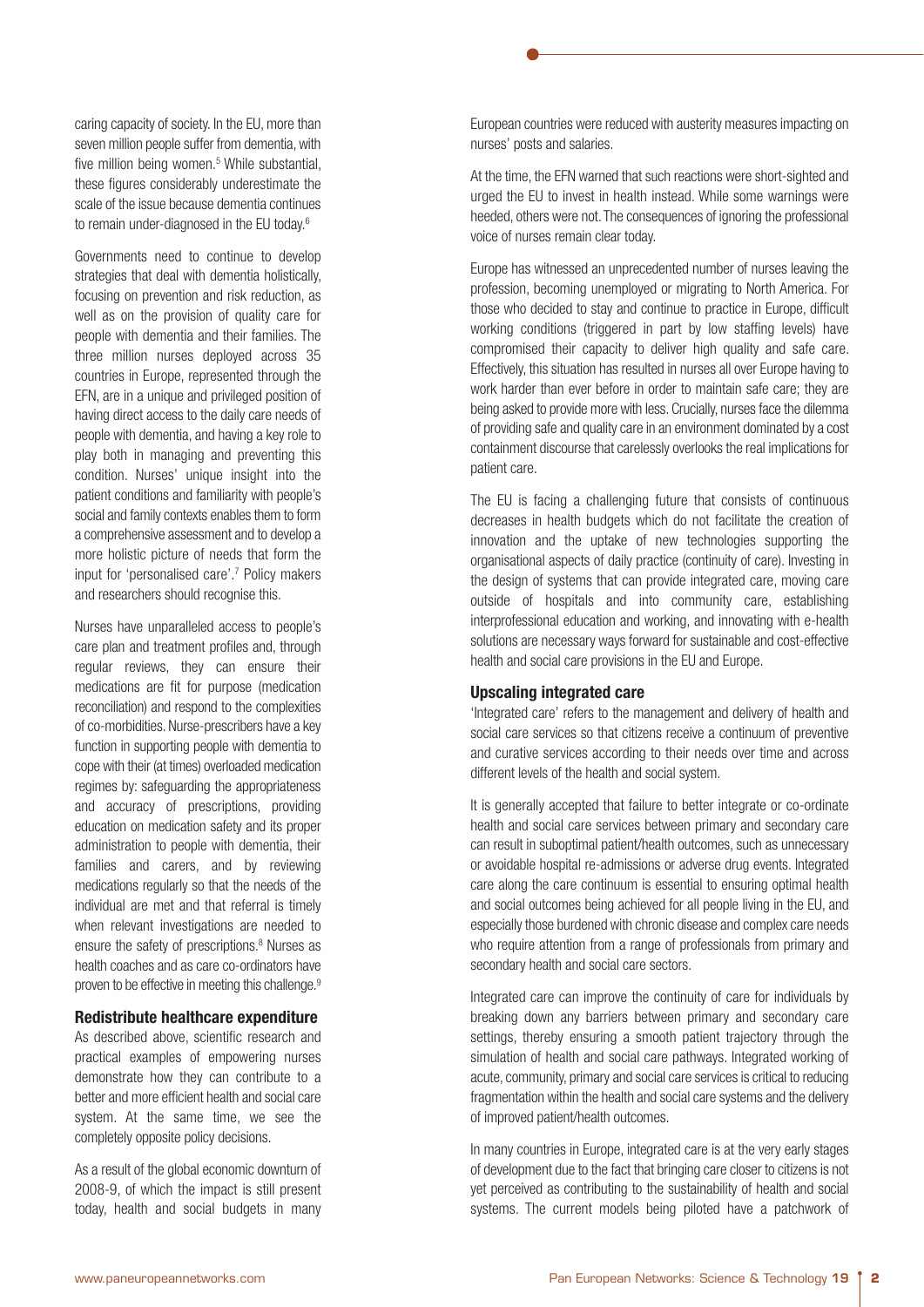caring capacity of society. In the EU, more than seven million people suffer from dementia, with five million being women.[5] While substantial, these figures considerably underestimate the scale of the issue because dementia continues to remain under-diagnosed in the EU today.[6]

Governments need to continue to develop strategies that deal with dementia holistically, focusing on prevention and risk reduction, as well as on the provision of quality care for people with dementia and their families. The three million nurses deployed across 35 countries in Europe, represented through the EFN, are in a unique and privileged position of having direct access to the daily care needs of people with dementia, and having a key role to play both in managing and preventing this condition. Nurses' unique insight into the patient conditions and familiarity with people's social and family contexts enables them to form a comprehensive assessment and to develop a more holistic picture of needs that form the input for 'personalised care'.[7] Policy makers and researchers should recognise this.

Nurses have unparalleled access to people's care plan and treatment profiles and, through regular reviews, they can ensure their medications are fit for purpose (medication reconciliation) and respond to the complexities of co-morbidities. Nurse-prescribers have a key function in supporting people with dementia to cope with their (at times) overloaded medication regimes by: safeguarding the appropriateness and accuracy of prescriptions, providing education on medication safety and its proper administration to people with dementia, their families and carers, and by reviewing medications regularly so that the needs of the individual are met and that referral is timely when relevant investigations are needed to ensure the safety of prescriptions.[8] Nurses as health coaches and as care co-ordinators have proven to be effective in meeting this challenge.[9]

### Redistribute healthcare expenditure

As described above, scientific research and practical examples of empowering nurses demonstrate how they can contribute to a better and more efficient health and social care system. At the same time, we see the completely opposite policy decisions.

As a result of the global economic downturn of 2008-9, of which the impact is still present today, health and social budgets in many European countries were reduced with austerity measures impacting on nurses' posts and salaries.

At the time, the EFN warned that such reactions were short-sighted and urged the EU to invest in health instead. While some warnings were heeded, others were not. The consequences of ignoring the professional voice of nurses remain clear today.

Europe has witnessed an unprecedented number of nurses leaving the profession, becoming unemployed or migrating to North America. For those who decided to stay and continue to practice in Europe, difficult working conditions (triggered in part by low staffing levels) have compromised their capacity to deliver high quality and safe care. Effectively, this situation has resulted in nurses all over Europe having to work harder than ever before in order to maintain safe care; they are being asked to provide more with less. Crucially, nurses face the dilemma of providing safe and quality care in an environment dominated by a cost containment discourse that carelessly overlooks the real implications for patient care.

The EU is facing a challenging future that consists of continuous decreases in health budgets which do not facilitate the creation of innovation and the uptake of new technologies supporting the organisational aspects of daily practice (continuity of care). Investing in the design of systems that can provide integrated care, moving care outside of hospitals and into community care, establishing interprofessional education and working, and innovating with e-health solutions are necessary ways forward for sustainable and cost-effective health and social care provisions in the EU and Europe.

### Upscaling integrated care

'Integrated care' refers to the management and delivery of health and social care services so that citizens receive a continuum of preventive and curative services according to their needs over time and across different levels of the health and social system.

It is generally accepted that failure to better integrate or co-ordinate health and social care services between primary and secondary care can result in suboptimal patient/health outcomes, such as unnecessary or avoidable hospital re-admissions or adverse drug events. Integrated care along the care continuum is essential to ensuring optimal health and social outcomes being achieved for all people living in the EU, and especially those burdened with chronic disease and complex care needs who require attention from a range of professionals from primary and secondary health and social care sectors.

Integrated care can improve the continuity of care for individuals by breaking down any barriers between primary and secondary care settings, thereby ensuring a smooth patient trajectory through the simulation of health and social care pathways. Integrated working of acute, community, primary and social care services is critical to reducing fragmentation within the health and social care systems and the delivery of improved patient/health outcomes.

In many countries in Europe, integrated care is at the very early stages of development due to the fact that bringing care closer to citizens is not yet perceived as contributing to the sustainability of health and social systems. The current models being piloted have a patchwork of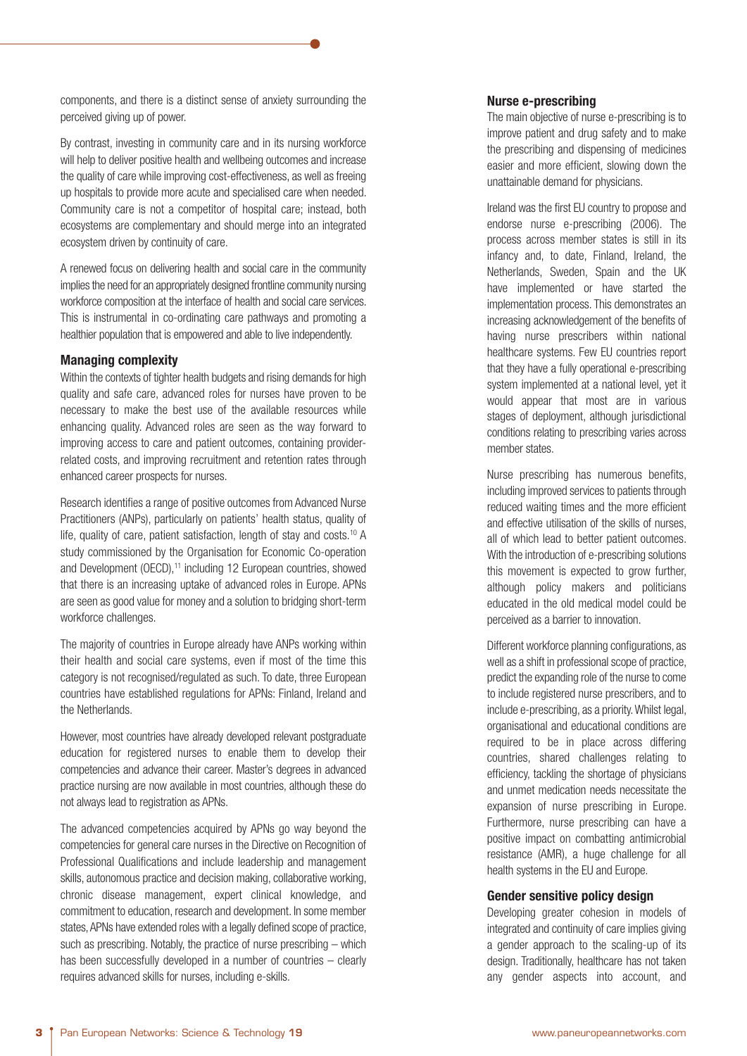components, and there is a distinct sense of anxiety surrounding the perceived giving up of power.

By contrast, investing in community care and in its nursing workforce will help to deliver positive health and wellbeing outcomes and increase the quality of care while improving cost-effectiveness, as well as freeing up hospitals to provide more acute and specialised care when needed. Community care is not a competitor of hospital care; instead, both ecosystems are complementary and should merge into an integrated ecosystem driven by continuity of care.

A renewed focus on delivering health and social care in the community implies the need for an appropriately designed frontline community nursing workforce composition at the interface of health and social care services. This is instrumental in co-ordinating care pathways and promoting a healthier population that is empowered and able to live independently.

### Managing complexity

Within the contexts of tighter health budgets and rising demands for high quality and safe care, advanced roles for nurses have proven to be necessary to make the best use of the available resources while enhancing quality. Advanced roles are seen as the way forward to improving access to care and patient outcomes, containing provider-related costs, and improving recruitment and retention rates through enhanced career prospects for nurses.

Research identifies a range of positive outcomes from Advanced Nurse Practitioners (ANPs), particularly on patients' health status, quality of life, quality of care, patient satisfaction, length of stay and costs.[10] A study commissioned by the Organisation for Economic Co-operation and Development (OECD),[11] including 12 European countries, showed that there is an increasing uptake of advanced roles in Europe. APNs are seen as good value for money and a solution to bridging short-term workforce challenges.

The majority of countries in Europe already have ANPs working within their health and social care systems, even if most of the time this category is not recognised/regulated as such. To date, three European countries have established regulations for APNs: Finland, Ireland and the Netherlands.

However, most countries have already developed relevant postgraduate education for registered nurses to enable them to develop their competencies and advance their career. Master's degrees in advanced practice nursing are now available in most countries, although these do not always lead to registration as APNs.

The advanced competencies acquired by APNs go way beyond the competencies for general care nurses in the Directive on Recognition of Professional Qualifications and include leadership and management skills, autonomous practice and decision making, collaborative working, chronic disease management, expert clinical knowledge, and commitment to education, research and development. In some member states, APNs have extended roles with a legally defined scope of practice, such as prescribing. Notably, the practice of nurse prescribing – which has been successfully developed in a number of countries – clearly requires advanced skills for nurses, including e-skills.

### Nurse e-prescribing

The main objective of nurse e-prescribing is to improve patient and drug safety and to make the prescribing and dispensing of medicines easier and more efficient, slowing down the unattainable demand for physicians.

Ireland was the first EU country to propose and endorse nurse e-prescribing (2006). The process across member states is still in its infancy and, to date, Finland, Ireland, the Netherlands, Sweden, Spain and the UK have implemented or have started the implementation process. This demonstrates an increasing acknowledgement of the benefits of having nurse prescribers within national healthcare systems. Few EU countries report that they have a fully operational e-prescribing system implemented at a national level, yet it would appear that most are in various stages of deployment, although jurisdictional conditions relating to prescribing varies across member states.

Nurse prescribing has numerous benefits, including improved services to patients through reduced waiting times and the more efficient and effective utilisation of the skills of nurses, all of which lead to better patient outcomes. With the introduction of e-prescribing solutions this movement is expected to grow further, although policy makers and politicians educated in the old medical model could be perceived as a barrier to innovation.

Different workforce planning configurations, as well as a shift in professional scope of practice, predict the expanding role of the nurse to come to include registered nurse prescribers, and to include e-prescribing, as a priority. Whilst legal, organisational and educational conditions are required to be in place across differing countries, shared challenges relating to efficiency, tackling the shortage of physicians and unmet medication needs necessitate the expansion of nurse prescribing in Europe. Furthermore, nurse prescribing can have a positive impact on combatting antimicrobial resistance (AMR), a huge challenge for all health systems in the EU and Europe.

### Gender sensitive policy design

Developing greater cohesion in models of integrated and continuity of care implies giving a gender approach to the scaling-up of its design. Traditionally, healthcare has not taken any gender aspects into account, and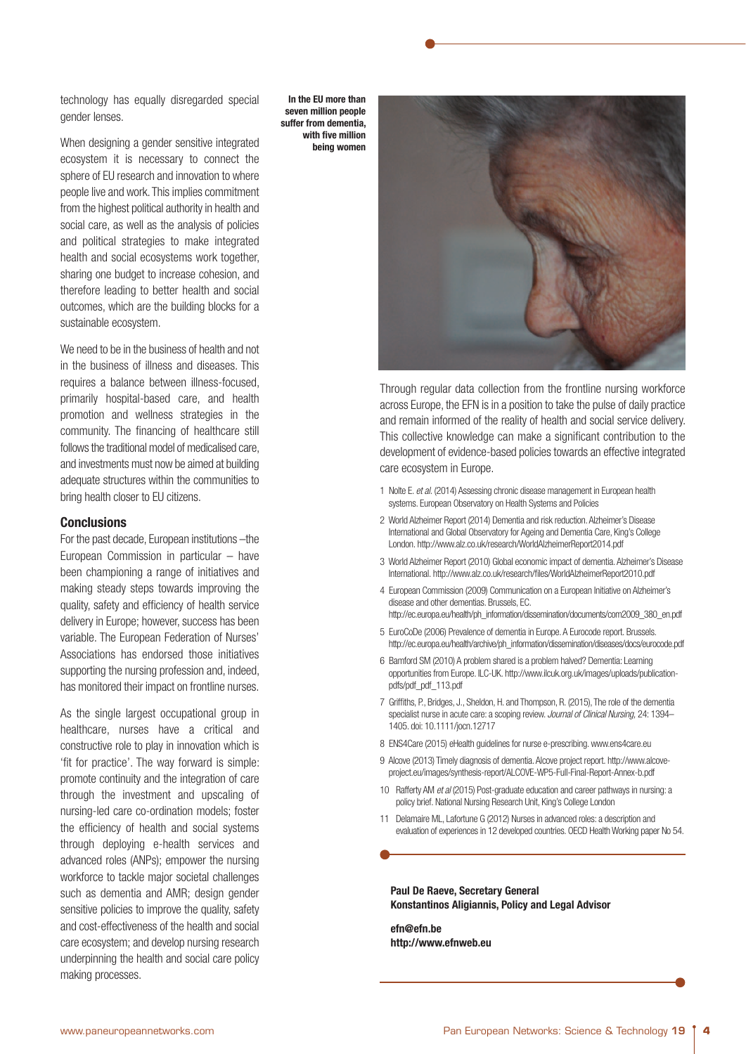technology has equally disregarded special gender lenses.

When designing a gender sensitive integrated ecosystem it is necessary to connect the sphere of EU research and innovation to where people live and work. This implies commitment from the highest political authority in health and social care, as well as the analysis of policies and political strategies to make integrated health and social ecosystems work together, sharing one budget to increase cohesion, and therefore leading to better health and social outcomes, which are the building blocks for a sustainable ecosystem.

We need to be in the business of health and not in the business of illness and diseases. This requires a balance between illness-focused, primarily hospital-based care, and health promotion and wellness strategies in the community. The financing of healthcare still follows the traditional model of medicalised care, and investments must now be aimed at building adequate structures within the communities to bring health closer to EU citizens.

## Conclusions

For the past decade, European institutions –the European Commission in particular – have been championing a range of initiatives and making steady steps towards improving the quality, safety and efficiency of health service delivery in Europe; however, success has been variable. The European Federation of Nurses' Associations has endorsed those initiatives supporting the nursing profession and, indeed, has monitored their impact on frontline nurses.

As the single largest occupational group in healthcare, nurses have a critical and constructive role to play in innovation which is 'fit for practice'. The way forward is simple: promote continuity and the integration of care through the investment and upscaling of nursing-led care co-ordination models; foster the efficiency of health and social systems through deploying e-health services and advanced roles (ANPs); empower the nursing workforce to tackle major societal challenges such as dementia and AMR; design gender sensitive policies to improve the quality, safety and cost-effectiveness of the health and social care ecosystem; and develop nursing research underpinning the health and social care policy making processes.

**In the EU more than seven million people suffer from dementia, with five million being women**

Through regular data collection from the frontline nursing workforce across Europe, the EFN is in a position to take the pulse of daily practice and remain informed of the reality of health and social service delivery. This collective knowledge can make a significant contribution to the development of evidence-based policies towards an effective integrated care ecosystem in Europe.

1. Nolte E. *et al.* (2014) Assessing chronic disease management in European health systems. European Observatory on Health Systems and Policies
2. World Alzheimer Report (2014) Dementia and risk reduction. Alzheimer's Disease International and Global Observatory for Ageing and Dementia Care, King's College London. http://www.alz.co.uk/research/WorldAlzheimerReport2014.pdf
3. World Alzheimer Report (2010) Global economic impact of dementia. Alzheimer's Disease International. http://www.alz.co.uk/research/files/WorldAlzheimerReport2010.pdf
4. European Commission (2009) Communication on a European Initiative on Alzheimer's disease and other dementias. Brussels, EC. http://ec.europa.eu/health/ph_information/dissemination/documents/com2009_380_en.pdf
5. EuroCoDe (2006) Prevalence of dementia in Europe. A Eurocode report. Brussels. http://ec.europa.eu/health/archive/ph_information/dissemination/diseases/docs/eurocode.pdf
6. Bamford SM (2010) A problem shared is a problem halved? Dementia: Learning opportunities from Europe. ILC-UK. http://www.ilcuk.org.uk/images/uploads/publication-pdfs/pdf_pdf_113.pdf
7. Griffiths, P., Bridges, J., Sheldon, H. and Thompson, R. (2015), The role of the dementia specialist nurse in acute care: a scoping review. *Journal of Clinical Nursing,* 24: 1394–1405. doi: 10.1111/jocn.12717
8. ENS4Care (2015) eHealth guidelines for nurse e-prescribing. www.ens4care.eu
9. Alcove (2013) Timely diagnosis of dementia. Alcove project report. http://www.alcove-project.eu/images/synthesis-report/ALCOVE-WP5-Full-Final-Report-Annex-b.pdf
10. Rafferty AM *et al* (2015) Post-graduate education and career pathways in nursing: a policy brief. National Nursing Research Unit, King's College London
11. Delamaire ML, Lafortune G (2012) Nurses in advanced roles: a description and evaluation of experiences in 12 developed countries. OECD Health Working paper No 54.

**Paul De Raeve, Secretary General**
**Konstantinos Aligiannis, Policy and Legal Advisor**

**efn@efn.be**
**http://www.efnweb.eu**